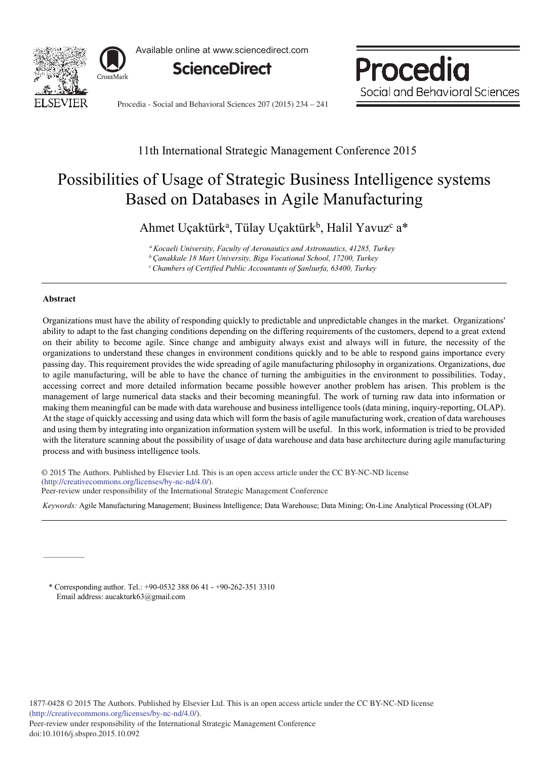11th International Strategic Management Conference 2015

# Possibilities of Usage of Strategic Business Intelligence systems Based on Databases in Agile Manufacturing

Ahmet Uçaktürk[a], Tülay Uçaktürk[b], Halil Yavuz[c] a*

[a] *Kocaeli University, Faculty of Aeronautics and Astronautics, 41285, Turkey*
[b] *Çanakkale 18 Mart University, Biga Vocational School, 17200, Turkey*
[c] *Chambers of Certified Public Accountants of Şanlıurfa, 63400, Turkey*

## Abstract

Organizations must have the ability of responding quickly to predictable and unpredictable changes in the market. Organizations' ability to adapt to the fast changing conditions depending on the differing requirements of the customers, depend to a great extend on their ability to become agile. Since change and ambiguity always exist and always will in future, the necessity of the organizations to understand these changes in environment conditions quickly and to be able to respond gains importance every passing day. This requirement provides the wide spreading of agile manufacturing philosophy in organizations. Organizations, due to agile manufacturing, will be able to have the chance of turning the ambiguities in the environment to possibilities. Today, accessing correct and more detailed information became possible however another problem has arisen. This problem is the management of large numerical data stacks and their becoming meaningful. The work of turning raw data into information or making them meaningful can be made with data warehouse and business intelligence tools (data mining, inquiry-reporting, OLAP). At the stage of quickly accessing and using data which will form the basis of agile manufacturing work, creation of data warehouses and using them by integrating into organization information system will be useful. In this work, information is tried to be provided with the literature scanning about the possibility of usage of data warehouse and data base architecture during agile manufacturing process and with business intelligence tools.

© 2015 The Authors. Published by Elsevier Ltd. This is an open access article under the CC BY-NC-ND license (http://creativecommons.org/licenses/by-nc-nd/4.0/).
Peer-review under responsibility of the International Strategic Management Conference

*Keywords:* Agile Manufacturing Management; Business Intelligence; Data Warehouse; Data Mining; On-Line Analytical Processing (OLAP)

\* Corresponding author. Tel.: +90-0532 388 06 41 - +90-262-351 3310
Email address: aucakturk63@gmail.com

1877-0428 © 2015 The Authors. Published by Elsevier Ltd. This is an open access article under the CC BY-NC-ND license (http://creativecommons.org/licenses/by-nc-nd/4.0/).
Peer-review under responsibility of the International Strategic Management Conference
doi:10.1016/j.sbspro.2015.10.092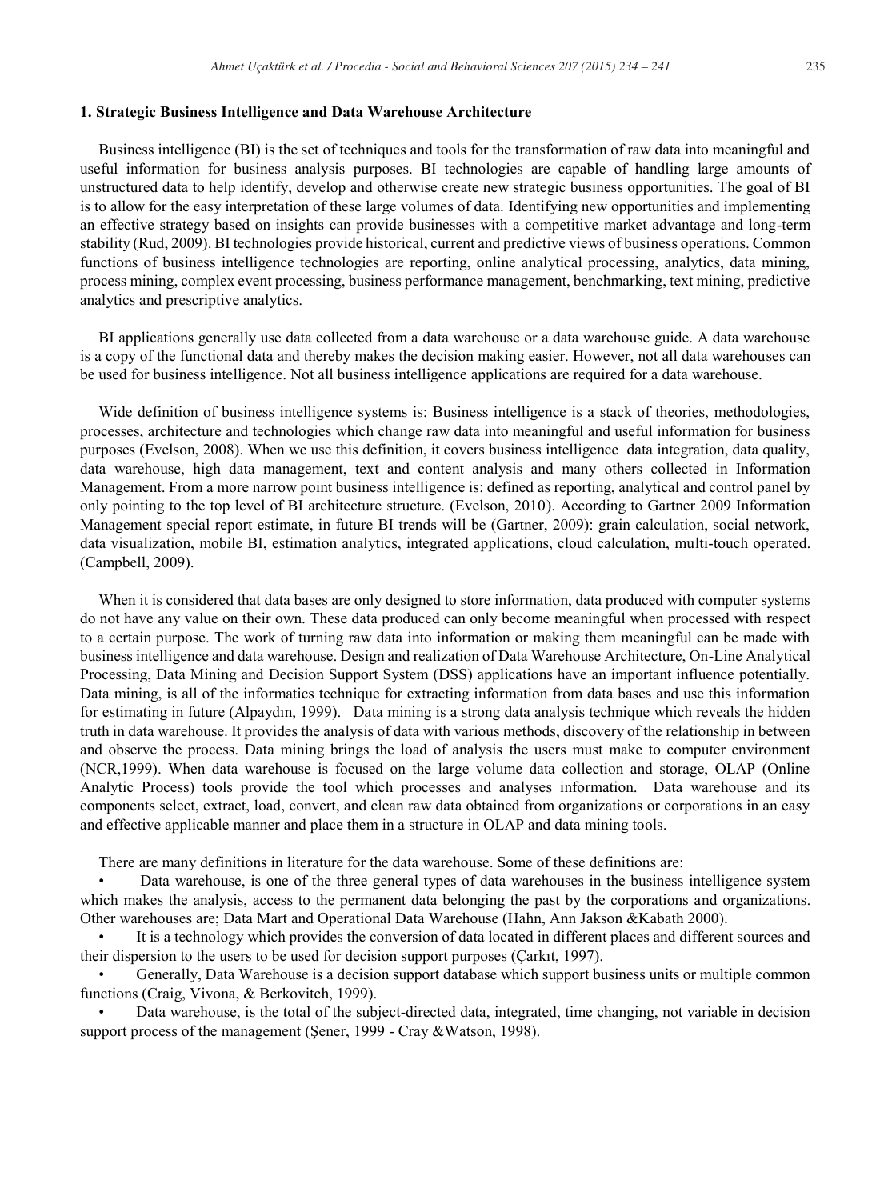## 1. Strategic Business Intelligence and Data Warehouse Architecture

Business intelligence (BI) is the set of techniques and tools for the transformation of raw data into meaningful and useful information for business analysis purposes. BI technologies are capable of handling large amounts of unstructured data to help identify, develop and otherwise create new strategic business opportunities. The goal of BI is to allow for the easy interpretation of these large volumes of data. Identifying new opportunities and implementing an effective strategy based on insights can provide businesses with a competitive market advantage and long-term stability (Rud, 2009). BI technologies provide historical, current and predictive views of business operations. Common functions of business intelligence technologies are reporting, online analytical processing, analytics, data mining, process mining, complex event processing, business performance management, benchmarking, text mining, predictive analytics and prescriptive analytics.

BI applications generally use data collected from a data warehouse or a data warehouse guide. A data warehouse is a copy of the functional data and thereby makes the decision making easier. However, not all data warehouses can be used for business intelligence. Not all business intelligence applications are required for a data warehouse.

Wide definition of business intelligence systems is: Business intelligence is a stack of theories, methodologies, processes, architecture and technologies which change raw data into meaningful and useful information for business purposes (Evelson, 2008). When we use this definition, it covers business intelligence data integration, data quality, data warehouse, high data management, text and content analysis and many others collected in Information Management. From a more narrow point business intelligence is: defined as reporting, analytical and control panel by only pointing to the top level of BI architecture structure. (Evelson, 2010). According to Gartner 2009 Information Management special report estimate, in future BI trends will be (Gartner, 2009): grain calculation, social network, data visualization, mobile BI, estimation analytics, integrated applications, cloud calculation, multi-touch operated. (Campbell, 2009).

When it is considered that data bases are only designed to store information, data produced with computer systems do not have any value on their own. These data produced can only become meaningful when processed with respect to a certain purpose. The work of turning raw data into information or making them meaningful can be made with business intelligence and data warehouse. Design and realization of Data Warehouse Architecture, On-Line Analytical Processing, Data Mining and Decision Support System (DSS) applications have an important influence potentially. Data mining, is all of the informatics technique for extracting information from data bases and use this information for estimating in future (Alpaydın, 1999). Data mining is a strong data analysis technique which reveals the hidden truth in data warehouse. It provides the analysis of data with various methods, discovery of the relationship in between and observe the process. Data mining brings the load of analysis the users must make to computer environment (NCR,1999). When data warehouse is focused on the large volume data collection and storage, OLAP (Online Analytic Process) tools provide the tool which processes and analyses information. Data warehouse and its components select, extract, load, convert, and clean raw data obtained from organizations or corporations in an easy and effective applicable manner and place them in a structure in OLAP and data mining tools.

There are many definitions in literature for the data warehouse. Some of these definitions are:

- Data warehouse, is one of the three general types of data warehouses in the business intelligence system which makes the analysis, access to the permanent data belonging the past by the corporations and organizations. Other warehouses are; Data Mart and Operational Data Warehouse (Hahn, Ann Jakson &Kabath 2000).
- It is a technology which provides the conversion of data located in different places and different sources and their dispersion to the users to be used for decision support purposes (Çarkıt, 1997).
- Generally, Data Warehouse is a decision support database which support business units or multiple common functions (Craig, Vivona, & Berkovitch, 1999).
- Data warehouse, is the total of the subject-directed data, integrated, time changing, not variable in decision support process of the management (Şener, 1999 - Cray &Watson, 1998).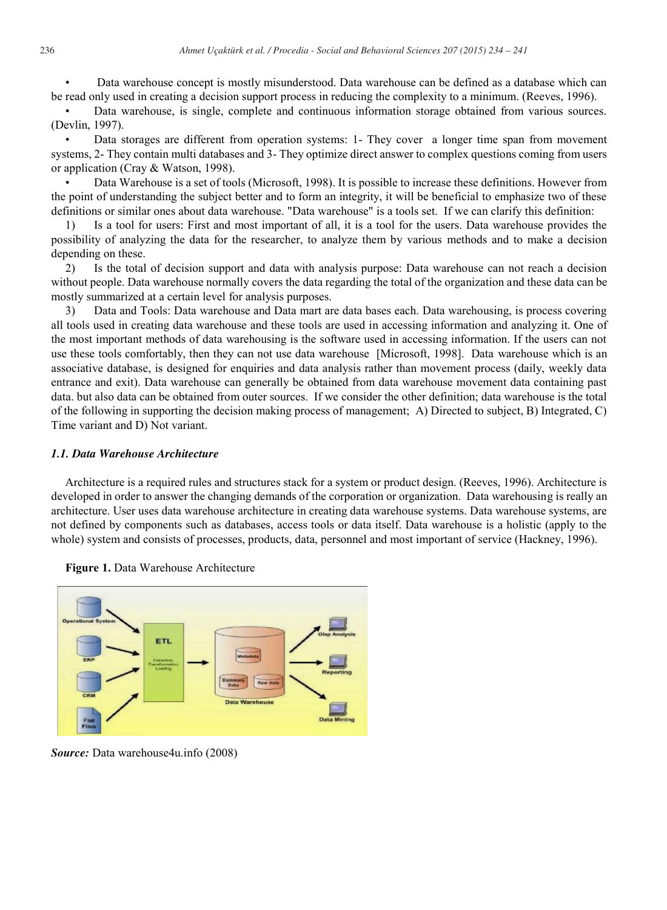- Data warehouse concept is mostly misunderstood. Data warehouse can be defined as a database which can be read only used in creating a decision support process in reducing the complexity to a minimum. (Reeves, 1996).
- Data warehouse, is single, complete and continuous information storage obtained from various sources. (Devlin, 1997).
- Data storages are different from operation systems: 1- They cover a longer time span from movement systems, 2- They contain multi databases and 3- They optimize direct answer to complex questions coming from users or application (Cray & Watson, 1998).
- Data Warehouse is a set of tools (Microsoft, 1998). It is possible to increase these definitions. However from the point of understanding the subject better and to form an integrity, it will be beneficial to emphasize two of these definitions or similar ones about data warehouse. "Data warehouse" is a tools set. If we can clarify this definition:

1) Is a tool for users: First and most important of all, it is a tool for the users. Data warehouse provides the possibility of analyzing the data for the researcher, to analyze them by various methods and to make a decision depending on these.

2) Is the total of decision support and data with analysis purpose: Data warehouse can not reach a decision without people. Data warehouse normally covers the data regarding the total of the organization and these data can be mostly summarized at a certain level for analysis purposes.

3) Data and Tools: Data warehouse and Data mart are data bases each. Data warehousing, is process covering all tools used in creating data warehouse and these tools are used in accessing information and analyzing it. One of the most important methods of data warehousing is the software used in accessing information. If the users can not use these tools comfortably, then they can not use data warehouse [Microsoft, 1998]. Data warehouse which is an associative database, is designed for enquiries and data analysis rather than movement process (daily, weekly data entrance and exit). Data warehouse can generally be obtained from data warehouse movement data containing past data. but also data can be obtained from outer sources. If we consider the other definition; data warehouse is the total of the following in supporting the decision making process of management; A) Directed to subject, B) Integrated, C) Time variant and D) Not variant.

### *1.1. Data Warehouse Architecture*

Architecture is a required rules and structures stack for a system or product design. (Reeves, 1996). Architecture is developed in order to answer the changing demands of the corporation or organization. Data warehousing is really an architecture. User uses data warehouse architecture in creating data warehouse systems. Data warehouse systems, are not defined by components such as databases, access tools or data itself. Data warehouse is a holistic (apply to the whole) system and consists of processes, products, data, personnel and most important of service (Hackney, 1996).

**Figure 1.** Data Warehouse Architecture

***Source:*** Data warehouse4u.info (2008)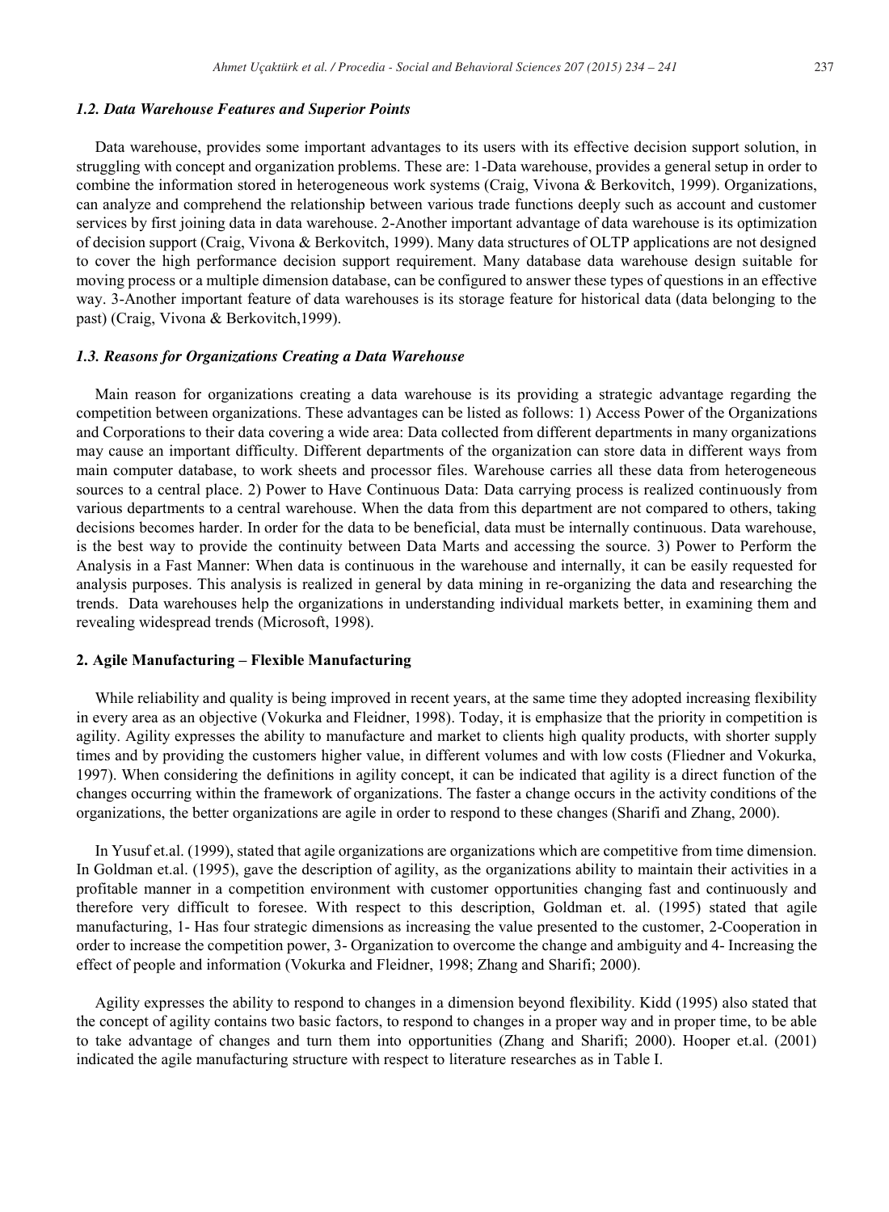### *1.2. Data Warehouse Features and Superior Points*

Data warehouse, provides some important advantages to its users with its effective decision support solution, in struggling with concept and organization problems. These are: 1-Data warehouse, provides a general setup in order to combine the information stored in heterogeneous work systems (Craig, Vivona & Berkovitch, 1999). Organizations, can analyze and comprehend the relationship between various trade functions deeply such as account and customer services by first joining data in data warehouse. 2-Another important advantage of data warehouse is its optimization of decision support (Craig, Vivona & Berkovitch, 1999). Many data structures of OLTP applications are not designed to cover the high performance decision support requirement. Many database data warehouse design suitable for moving process or a multiple dimension database, can be configured to answer these types of questions in an effective way. 3-Another important feature of data warehouses is its storage feature for historical data (data belonging to the past) (Craig, Vivona & Berkovitch,1999).

### *1.3. Reasons for Organizations Creating a Data Warehouse*

Main reason for organizations creating a data warehouse is its providing a strategic advantage regarding the competition between organizations. These advantages can be listed as follows: 1) Access Power of the Organizations and Corporations to their data covering a wide area: Data collected from different departments in many organizations may cause an important difficulty. Different departments of the organization can store data in different ways from main computer database, to work sheets and processor files. Warehouse carries all these data from heterogeneous sources to a central place. 2) Power to Have Continuous Data: Data carrying process is realized continuously from various departments to a central warehouse. When the data from this department are not compared to others, taking decisions becomes harder. In order for the data to be beneficial, data must be internally continuous. Data warehouse, is the best way to provide the continuity between Data Marts and accessing the source. 3) Power to Perform the Analysis in a Fast Manner: When data is continuous in the warehouse and internally, it can be easily requested for analysis purposes. This analysis is realized in general by data mining in re-organizing the data and researching the trends. Data warehouses help the organizations in understanding individual markets better, in examining them and revealing widespread trends (Microsoft, 1998).

## **2. Agile Manufacturing – Flexible Manufacturing**

While reliability and quality is being improved in recent years, at the same time they adopted increasing flexibility in every area as an objective (Vokurka and Fleidner, 1998). Today, it is emphasize that the priority in competition is agility. Agility expresses the ability to manufacture and market to clients high quality products, with shorter supply times and by providing the customers higher value, in different volumes and with low costs (Fliedner and Vokurka, 1997). When considering the definitions in agility concept, it can be indicated that agility is a direct function of the changes occurring within the framework of organizations. The faster a change occurs in the activity conditions of the organizations, the better organizations are agile in order to respond to these changes (Sharifi and Zhang, 2000).

In Yusuf et.al. (1999), stated that agile organizations are organizations which are competitive from time dimension. In Goldman et.al. (1995), gave the description of agility, as the organizations ability to maintain their activities in a profitable manner in a competition environment with customer opportunities changing fast and continuously and therefore very difficult to foresee. With respect to this description, Goldman et. al. (1995) stated that agile manufacturing, 1- Has four strategic dimensions as increasing the value presented to the customer, 2-Cooperation in order to increase the competition power, 3- Organization to overcome the change and ambiguity and 4- Increasing the effect of people and information (Vokurka and Fleidner, 1998; Zhang and Sharifi; 2000).

Agility expresses the ability to respond to changes in a dimension beyond flexibility. Kidd (1995) also stated that the concept of agility contains two basic factors, to respond to changes in a proper way and in proper time, to be able to take advantage of changes and turn them into opportunities (Zhang and Sharifi; 2000). Hooper et.al. (2001) indicated the agile manufacturing structure with respect to literature researches as in Table I.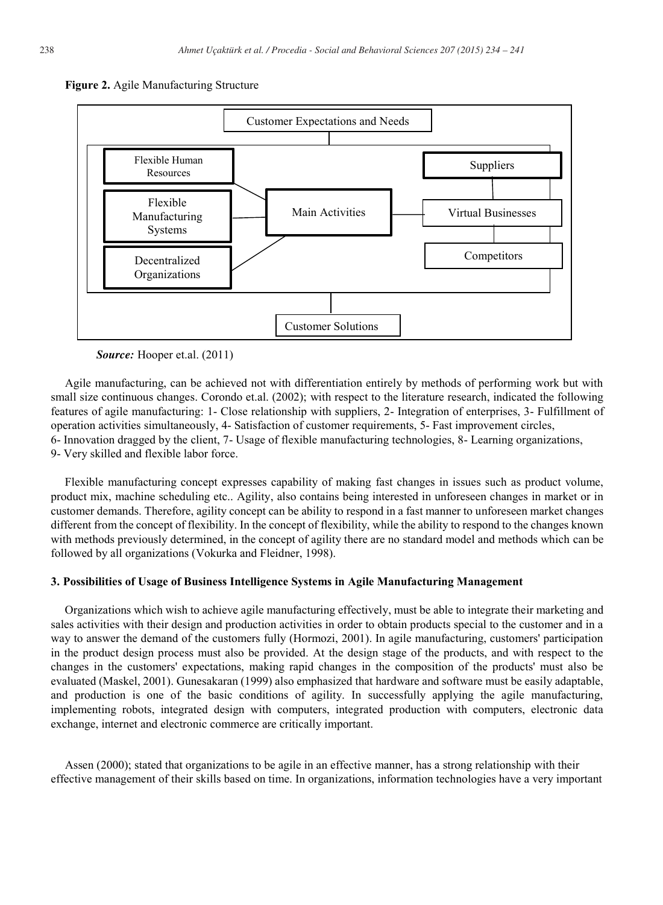**Figure 2.** Agile Manufacturing Structure

Customer Expectations and Needs

Flexible Human Resources

Flexible Manufacturing Systems

Decentralized Organizations

Main Activities

Suppliers

Virtual Businesses

Competitors

Customer Solutions

***Source:*** Hooper et.al. (2011)

Agile manufacturing, can be achieved not with differentiation entirely by methods of performing work but with small size continuous changes. Corondo et.al. (2002); with respect to the literature research, indicated the following features of agile manufacturing: 1- Close relationship with suppliers, 2- Integration of enterprises, 3- Fulfillment of operation activities simultaneously, 4- Satisfaction of customer requirements, 5- Fast improvement circles, 6- Innovation dragged by the client, 7- Usage of flexible manufacturing technologies, 8- Learning organizations, 9- Very skilled and flexible labor force.

Flexible manufacturing concept expresses capability of making fast changes in issues such as product volume, product mix, machine scheduling etc.. Agility, also contains being interested in unforeseen changes in market or in customer demands. Therefore, agility concept can be ability to respond in a fast manner to unforeseen market changes different from the concept of flexibility. In the concept of flexibility, while the ability to respond to the changes known with methods previously determined, in the concept of agility there are no standard model and methods which can be followed by all organizations (Vokurka and Fleidner, 1998).

### 3. Possibilities of Usage of Business Intelligence Systems in Agile Manufacturing Management

Organizations which wish to achieve agile manufacturing effectively, must be able to integrate their marketing and sales activities with their design and production activities in order to obtain products special to the customer and in a way to answer the demand of the customers fully (Hormozi, 2001). In agile manufacturing, customers' participation in the product design process must also be provided. At the design stage of the products, and with respect to the changes in the customers' expectations, making rapid changes in the composition of the products' must also be evaluated (Maskel, 2001). Gunesakaran (1999) also emphasized that hardware and software must be easily adaptable, and production is one of the basic conditions of agility. In successfully applying the agile manufacturing, implementing robots, integrated design with computers, integrated production with computers, electronic data exchange, internet and electronic commerce are critically important.

Assen (2000); stated that organizations to be agile in an effective manner, has a strong relationship with their effective management of their skills based on time. In organizations, information technologies have a very important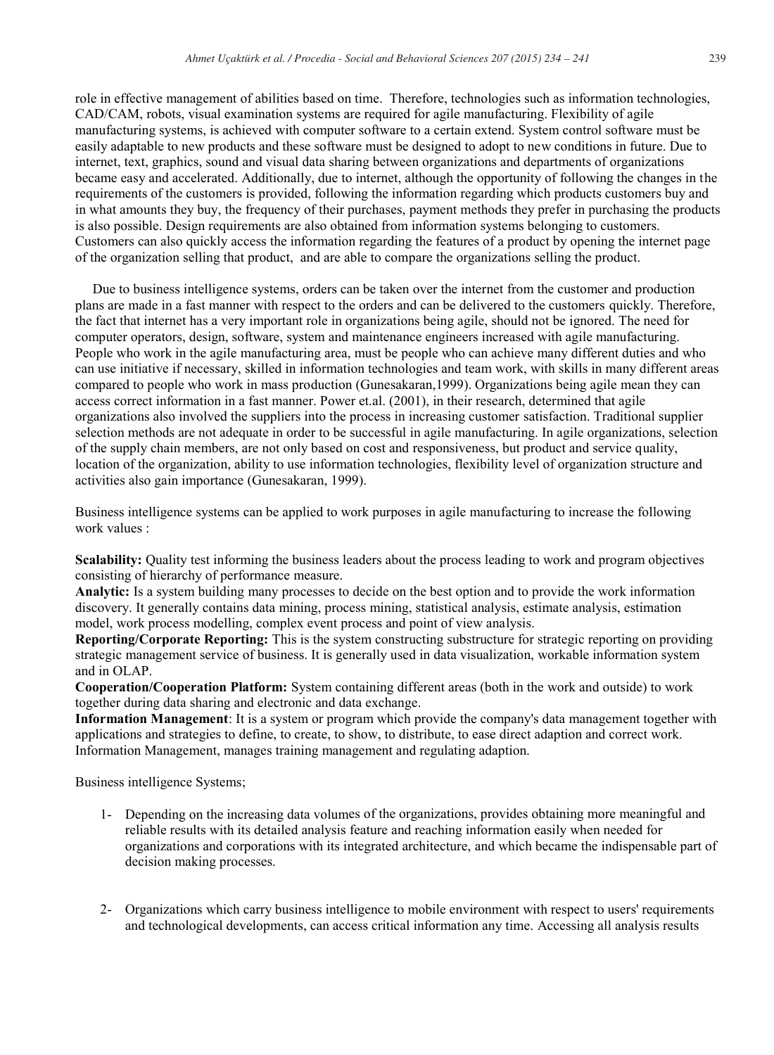role in effective management of abilities based on time. Therefore, technologies such as information technologies, CAD/CAM, robots, visual examination systems are required for agile manufacturing. Flexibility of agile manufacturing systems, is achieved with computer software to a certain extend. System control software must be easily adaptable to new products and these software must be designed to adopt to new conditions in future. Due to internet, text, graphics, sound and visual data sharing between organizations and departments of organizations became easy and accelerated. Additionally, due to internet, although the opportunity of following the changes in the requirements of the customers is provided, following the information regarding which products customers buy and in what amounts they buy, the frequency of their purchases, payment methods they prefer in purchasing the products is also possible. Design requirements are also obtained from information systems belonging to customers. Customers can also quickly access the information regarding the features of a product by opening the internet page of the organization selling that product, and are able to compare the organizations selling the product.

Due to business intelligence systems, orders can be taken over the internet from the customer and production plans are made in a fast manner with respect to the orders and can be delivered to the customers quickly. Therefore, the fact that internet has a very important role in organizations being agile, should not be ignored. The need for computer operators, design, software, system and maintenance engineers increased with agile manufacturing. People who work in the agile manufacturing area, must be people who can achieve many different duties and who can use initiative if necessary, skilled in information technologies and team work, with skills in many different areas compared to people who work in mass production (Gunesakaran,1999). Organizations being agile mean they can access correct information in a fast manner. Power et.al. (2001), in their research, determined that agile organizations also involved the suppliers into the process in increasing customer satisfaction. Traditional supplier selection methods are not adequate in order to be successful in agile manufacturing. In agile organizations, selection of the supply chain members, are not only based on cost and responsiveness, but product and service quality, location of the organization, ability to use information technologies, flexibility level of organization structure and activities also gain importance (Gunesakaran, 1999).

Business intelligence systems can be applied to work purposes in agile manufacturing to increase the following work values :

**Scalability:** Quality test informing the business leaders about the process leading to work and program objectives consisting of hierarchy of performance measure.
**Analytic:** Is a system building many processes to decide on the best option and to provide the work information discovery. It generally contains data mining, process mining, statistical analysis, estimate analysis, estimation model, work process modelling, complex event process and point of view analysis.
**Reporting/Corporate Reporting:** This is the system constructing substructure for strategic reporting on providing strategic management service of business. It is generally used in data visualization, workable information system and in OLAP.
**Cooperation/Cooperation Platform:** System containing different areas (both in the work and outside) to work together during data sharing and electronic and data exchange.
**Information Management**: It is a system or program which provide the company's data management together with applications and strategies to define, to create, to show, to distribute, to ease direct adaption and correct work. Information Management, manages training management and regulating adaption.

Business intelligence Systems;

1- Depending on the increasing data volumes of the organizations, provides obtaining more meaningful and reliable results with its detailed analysis feature and reaching information easily when needed for organizations and corporations with its integrated architecture, and which became the indispensable part of decision making processes.

2- Organizations which carry business intelligence to mobile environment with respect to users' requirements and technological developments, can access critical information any time. Accessing all analysis results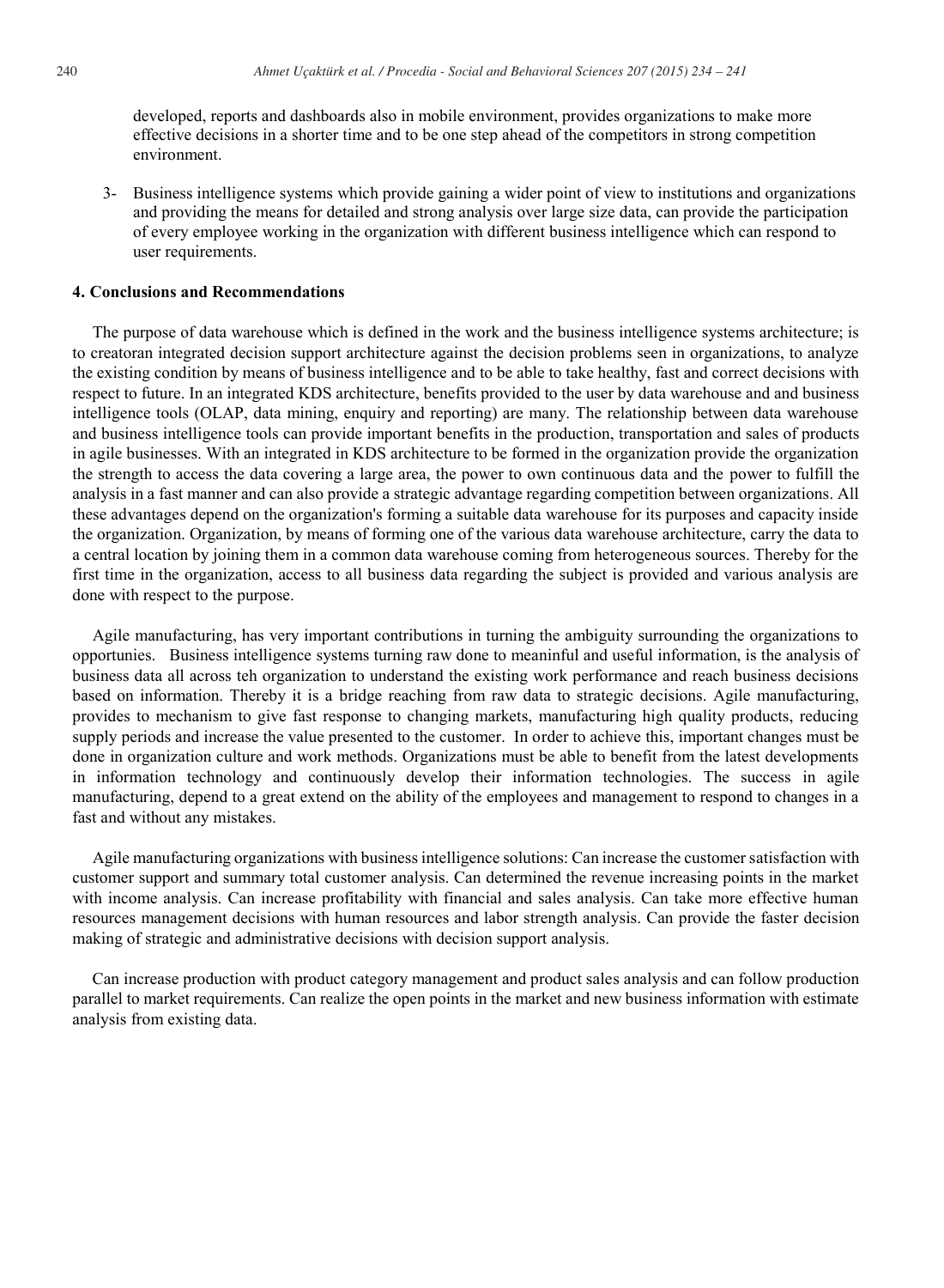developed, reports and dashboards also in mobile environment, provides organizations to make more effective decisions in a shorter time and to be one step ahead of the competitors in strong competition environment.

3- Business intelligence systems which provide gaining a wider point of view to institutions and organizations and providing the means for detailed and strong analysis over large size data, can provide the participation of every employee working in the organization with different business intelligence which can respond to user requirements.

## 4. Conclusions and Recommendations

The purpose of data warehouse which is defined in the work and the business intelligence systems architecture; is to creatoran integrated decision support architecture against the decision problems seen in organizations, to analyze the existing condition by means of business intelligence and to be able to take healthy, fast and correct decisions with respect to future. In an integrated KDS architecture, benefits provided to the user by data warehouse and and business intelligence tools (OLAP, data mining, enquiry and reporting) are many. The relationship between data warehouse and business intelligence tools can provide important benefits in the production, transportation and sales of products in agile businesses. With an integrated in KDS architecture to be formed in the organization provide the organization the strength to access the data covering a large area, the power to own continuous data and the power to fulfill the analysis in a fast manner and can also provide a strategic advantage regarding competition between organizations. All these advantages depend on the organization's forming a suitable data warehouse for its purposes and capacity inside the organization. Organization, by means of forming one of the various data warehouse architecture, carry the data to a central location by joining them in a common data warehouse coming from heterogeneous sources. Thereby for the first time in the organization, access to all business data regarding the subject is provided and various analysis are done with respect to the purpose.

Agile manufacturing, has very important contributions in turning the ambiguity surrounding the organizations to opportunies. Business intelligence systems turning raw done to meaninful and useful information, is the analysis of business data all across teh organization to understand the existing work performance and reach business decisions based on information. Thereby it is a bridge reaching from raw data to strategic decisions. Agile manufacturing, provides to mechanism to give fast response to changing markets, manufacturing high quality products, reducing supply periods and increase the value presented to the customer. In order to achieve this, important changes must be done in organization culture and work methods. Organizations must be able to benefit from the latest developments in information technology and continuously develop their information technologies. The success in agile manufacturing, depend to a great extend on the ability of the employees and management to respond to changes in a fast and without any mistakes.

Agile manufacturing organizations with business intelligence solutions: Can increase the customer satisfaction with customer support and summary total customer analysis. Can determined the revenue increasing points in the market with income analysis. Can increase profitability with financial and sales analysis. Can take more effective human resources management decisions with human resources and labor strength analysis. Can provide the faster decision making of strategic and administrative decisions with decision support analysis.

Can increase production with product category management and product sales analysis and can follow production parallel to market requirements. Can realize the open points in the market and new business information with estimate analysis from existing data.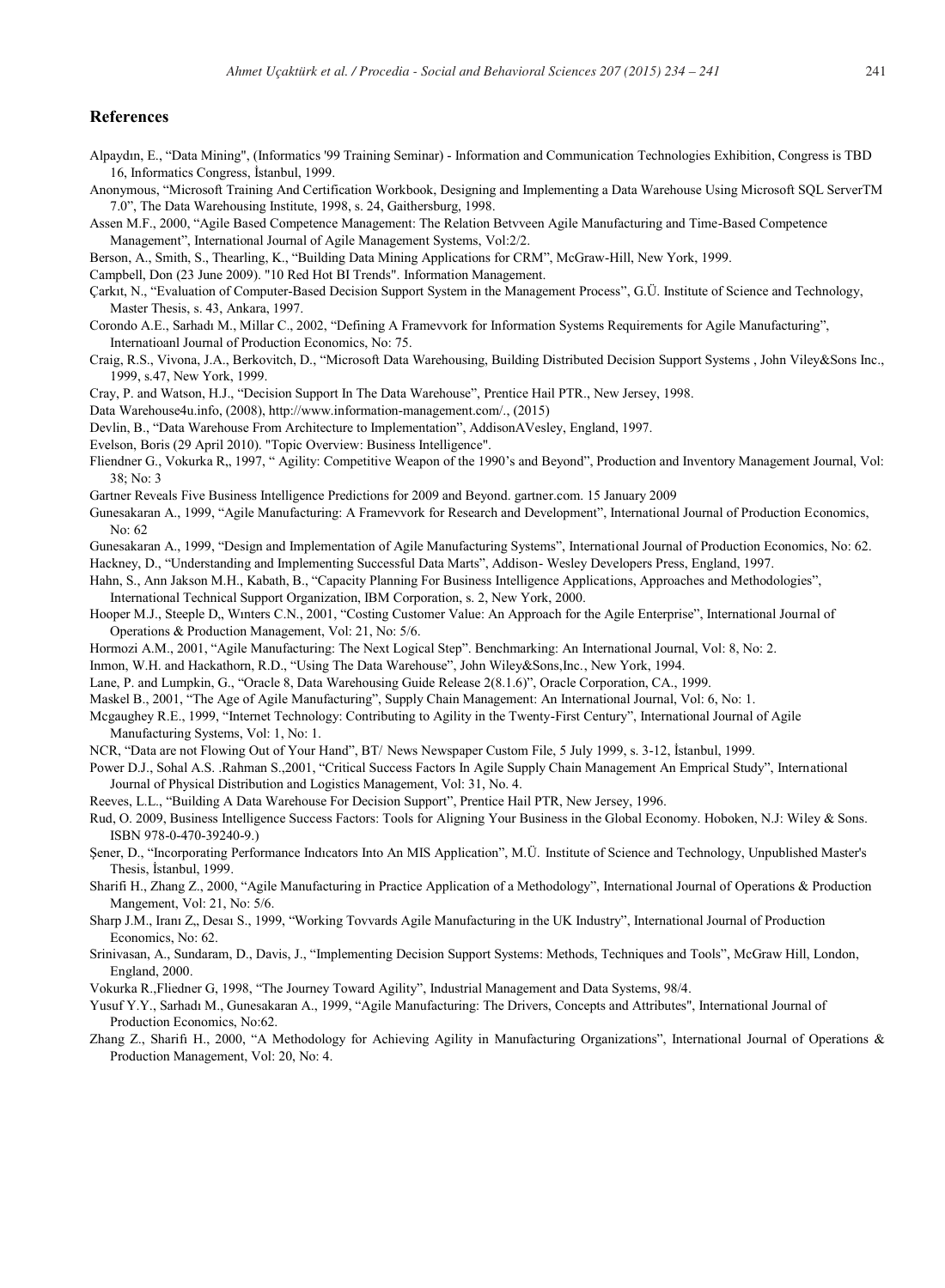## References

Alpaydın, E., "Data Mining", (Informatics '99 Training Seminar) - Information and Communication Technologies Exhibition, Congress is TBD 16, Informatics Congress, İstanbul, 1999.

Anonymous, "Microsoft Training And Certification Workbook, Designing and Implementing a Data Warehouse Using Microsoft SQL ServerTM 7.0", The Data Warehousing Institute, 1998, s. 24, Gaithersburg, 1998.

Assen M.F., 2000, "Agile Based Competence Management: The Relation Betvveen Agile Manufacturing and Time-Based Competence Management", International Journal of Agile Management Systems, Vol:2/2.

Berson, A., Smith, S., Thearling, K., "Building Data Mining Applications for CRM", McGraw-Hill, New York, 1999.

Campbell, Don (23 June 2009). "10 Red Hot BI Trends". Information Management.

Çarkıt, N., "Evaluation of Computer-Based Decision Support System in the Management Process", G.Ü. Institute of Science and Technology, Master Thesis, s. 43, Ankara, 1997.

Corondo A.E., Sarhadı M., Millar C., 2002, "Defining A Framevvork for Information Systems Requirements for Agile Manufacturing", Internatioanl Journal of Production Economics, No: 75.

Craig, R.S., Vivona, J.A., Berkovitch, D., "Microsoft Data Warehousing, Building Distributed Decision Support Systems , John Viley&Sons Inc., 1999, s.47, New York, 1999.

Cray, P. and Watson, H.J., "Decision Support In The Data Warehouse", Prentice Hail PTR., New Jersey, 1998.

Data Warehouse4u.info, (2008), http://www.information-management.com/., (2015)

Devlin, B., "Data Warehouse From Architecture to Implementation", AddisonAVesley, England, 1997.

Evelson, Boris (29 April 2010). "Topic Overview: Business Intelligence".

Fliendner G., Vokurka R,, 1997, " Agility: Competitive Weapon of the 1990's and Beyond", Production and Inventory Management Journal, Vol: 38; No: 3

Gartner Reveals Five Business Intelligence Predictions for 2009 and Beyond. gartner.com. 15 January 2009

Gunesakaran A., 1999, "Agile Manufacturing: A Framevvork for Research and Development", International Journal of Production Economics, No: 62

Gunesakaran A., 1999, "Design and Implementation of Agile Manufacturing Systems", International Journal of Production Economics, No: 62.

Hackney, D., "Understanding and Implementing Successful Data Marts", Addison- Wesley Developers Press, England, 1997.

Hahn, S., Ann Jakson M.H., Kabath, B., "Capacity Planning For Business Intelligence Applications, Approaches and Methodologies", International Technical Support Organization, IBM Corporation, s. 2, New York, 2000.

Hooper M.J., Steeple D,, Wınters C.N., 2001, "Costing Customer Value: An Approach for the Agile Enterprise", International Journal of Operations & Production Management, Vol: 21, No: 5/6.

Hormozi A.M., 2001, "Agile Manufacturing: The Next Logical Step". Benchmarking: An International Journal, Vol: 8, No: 2.

Inmon, W.H. and Hackathorn, R.D., "Using The Data Warehouse", John Wiley&Sons,Inc., New York, 1994.

Lane, P. and Lumpkin, G., "Oracle 8, Data Warehousing Guide Release 2(8.1.6)", Oracle Corporation, CA., 1999.

Maskel B., 2001, "The Age of Agile Manufacturing", Supply Chain Management: An International Journal, Vol: 6, No: 1.

Mcgaughey R.E., 1999, "Internet Technology: Contributing to Agility in the Twenty-First Century", International Journal of Agile Manufacturing Systems, Vol: 1, No: 1.

NCR, "Data are not Flowing Out of Your Hand", BT/ News Newspaper Custom File, 5 July 1999, s. 3-12, İstanbul, 1999.

Power D.J., Sohal A.S. .Rahman S.,2001, "Critical Success Factors In Agile Supply Chain Management An Emprical Study", International Journal of Physical Distribution and Logistics Management, Vol: 31, No. 4.

Reeves, L.L., "Building A Data Warehouse For Decision Support", Prentice Hail PTR, New Jersey, 1996.

Rud, O. 2009, Business Intelligence Success Factors: Tools for Aligning Your Business in the Global Economy. Hoboken, N.J: Wiley & Sons. ISBN 978-0-470-39240-9.)

Şener, D., "Incorporating Performance Indıcators Into An MIS Application", M.Ü. Institute of Science and Technology, Unpublished Master's Thesis, İstanbul, 1999.

Sharifi H., Zhang Z., 2000, "Agile Manufacturing in Practice Application of a Methodology", International Journal of Operations & Production Mangement, Vol: 21, No: 5/6.

Sharp J.M., Iranı Z,, Desaı S., 1999, "Working Tovvards Agile Manufacturing in the UK Industry", International Journal of Production Economics, No: 62.

Srinivasan, A., Sundaram, D., Davis, J., "Implementing Decision Support Systems: Methods, Techniques and Tools", McGraw Hill, London, England, 2000.

Vokurka R.,Fliedner G, 1998, "The Journey Toward Agility", Industrial Management and Data Systems, 98/4.

Yusuf Y.Y., Sarhadı M., Gunesakaran A., 1999, "Agile Manufacturing: The Drivers, Concepts and Attributes", International Journal of Production Economics, No:62.

Zhang Z., Sharifi H., 2000, "A Methodology for Achieving Agility in Manufacturing Organizations", International Journal of Operations & Production Management, Vol: 20, No: 4.